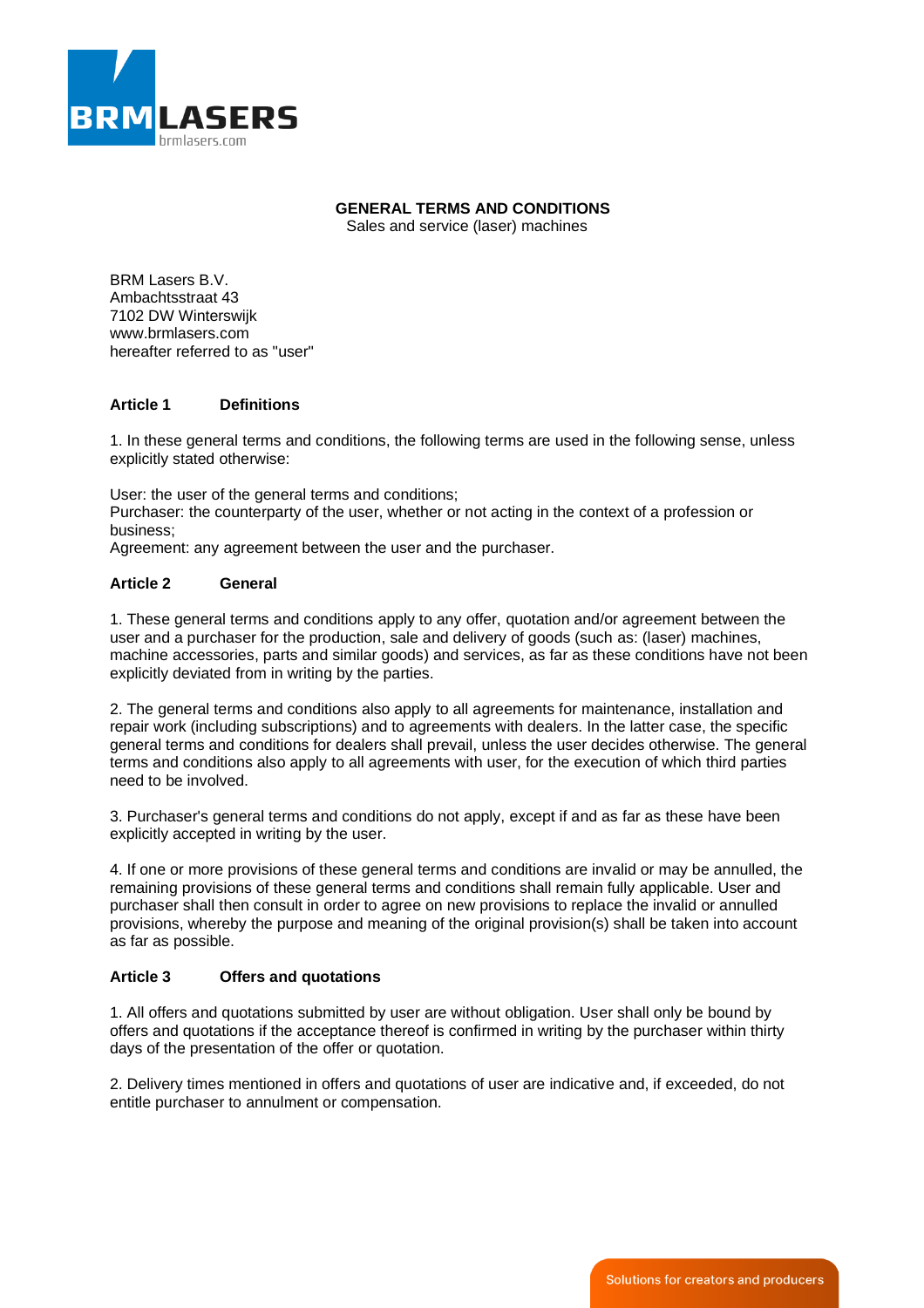# GENERAL TERMS AND CONDITIONS

Sales and service (laser) machines

BRM Lasers B.V.
Ambachtsstraat 43
7102 DW Winterswijk
www.brmlasers.com
hereafter referred to as "user"

## Article 1 Definitions

1. In these general terms and conditions, the following terms are used in the following sense, unless explicitly stated otherwise:

User: the user of the general terms and conditions;
Purchaser: the counterparty of the user, whether or not acting in the context of a profession or business;
Agreement: any agreement between the user and the purchaser.

## Article 2 General

1. These general terms and conditions apply to any offer, quotation and/or agreement between the user and a purchaser for the production, sale and delivery of goods (such as: (laser) machines, machine accessories, parts and similar goods) and services, as far as these conditions have not been explicitly deviated from in writing by the parties.

2. The general terms and conditions also apply to all agreements for maintenance, installation and repair work (including subscriptions) and to agreements with dealers. In the latter case, the specific general terms and conditions for dealers shall prevail, unless the user decides otherwise. The general terms and conditions also apply to all agreements with user, for the execution of which third parties need to be involved.

3. Purchaser's general terms and conditions do not apply, except if and as far as these have been explicitly accepted in writing by the user.

4. If one or more provisions of these general terms and conditions are invalid or may be annulled, the remaining provisions of these general terms and conditions shall remain fully applicable. User and purchaser shall then consult in order to agree on new provisions to replace the invalid or annulled provisions, whereby the purpose and meaning of the original provision(s) shall be taken into account as far as possible.

## Article 3 Offers and quotations

1. All offers and quotations submitted by user are without obligation. User shall only be bound by offers and quotations if the acceptance thereof is confirmed in writing by the purchaser within thirty days of the presentation of the offer or quotation.

2. Delivery times mentioned in offers and quotations of user are indicative and, if exceeded, do not entitle purchaser to annulment or compensation.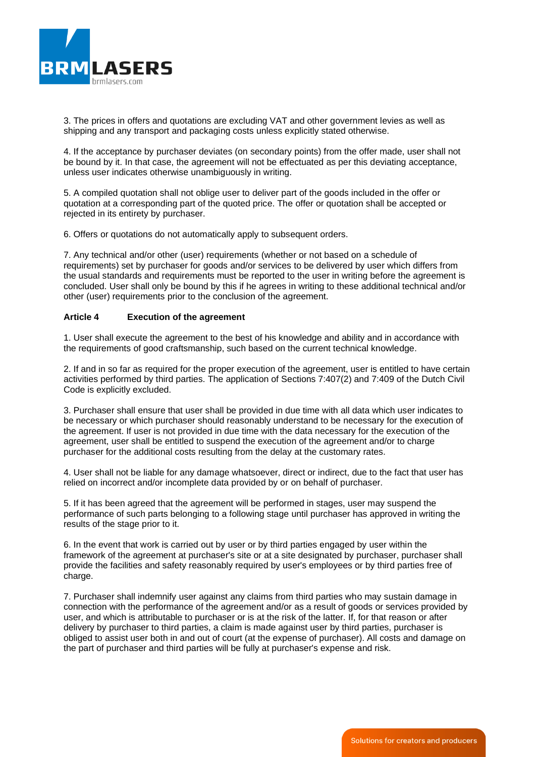3. The prices in offers and quotations are excluding VAT and other government levies as well as shipping and any transport and packaging costs unless explicitly stated otherwise.

4. If the acceptance by purchaser deviates (on secondary points) from the offer made, user shall not be bound by it. In that case, the agreement will not be effectuated as per this deviating acceptance, unless user indicates otherwise unambiguously in writing.

5. A compiled quotation shall not oblige user to deliver part of the goods included in the offer or quotation at a corresponding part of the quoted price. The offer or quotation shall be accepted or rejected in its entirety by purchaser.

6. Offers or quotations do not automatically apply to subsequent orders.

7. Any technical and/or other (user) requirements (whether or not based on a schedule of requirements) set by purchaser for goods and/or services to be delivered by user which differs from the usual standards and requirements must be reported to the user in writing before the agreement is concluded. User shall only be bound by this if he agrees in writing to these additional technical and/or other (user) requirements prior to the conclusion of the agreement.

## Article 4 Execution of the agreement

1. User shall execute the agreement to the best of his knowledge and ability and in accordance with the requirements of good craftsmanship, such based on the current technical knowledge.

2. If and in so far as required for the proper execution of the agreement, user is entitled to have certain activities performed by third parties. The application of Sections 7:407(2) and 7:409 of the Dutch Civil Code is explicitly excluded.

3. Purchaser shall ensure that user shall be provided in due time with all data which user indicates to be necessary or which purchaser should reasonably understand to be necessary for the execution of the agreement. If user is not provided in due time with the data necessary for the execution of the agreement, user shall be entitled to suspend the execution of the agreement and/or to charge purchaser for the additional costs resulting from the delay at the customary rates.

4. User shall not be liable for any damage whatsoever, direct or indirect, due to the fact that user has relied on incorrect and/or incomplete data provided by or on behalf of purchaser.

5. If it has been agreed that the agreement will be performed in stages, user may suspend the performance of such parts belonging to a following stage until purchaser has approved in writing the results of the stage prior to it.

6. In the event that work is carried out by user or by third parties engaged by user within the framework of the agreement at purchaser's site or at a site designated by purchaser, purchaser shall provide the facilities and safety reasonably required by user's employees or by third parties free of charge.

7. Purchaser shall indemnify user against any claims from third parties who may sustain damage in connection with the performance of the agreement and/or as a result of goods or services provided by user, and which is attributable to purchaser or is at the risk of the latter. If, for that reason or after delivery by purchaser to third parties, a claim is made against user by third parties, purchaser is obliged to assist user both in and out of court (at the expense of purchaser). All costs and damage on the part of purchaser and third parties will be fully at purchaser's expense and risk.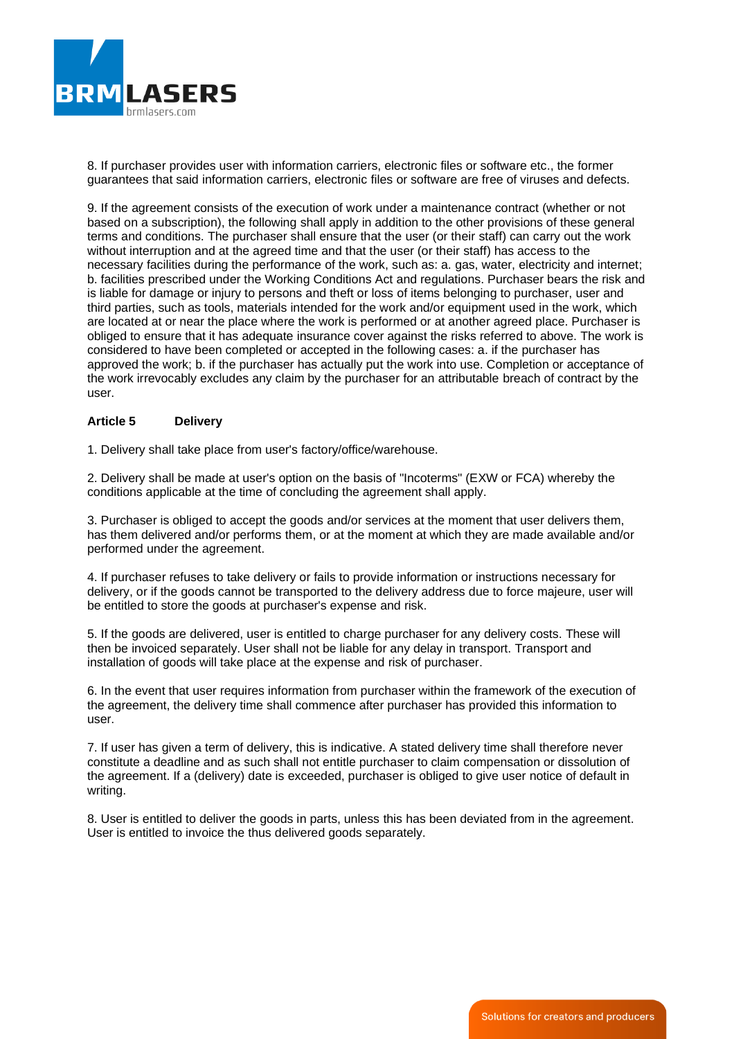8. If purchaser provides user with information carriers, electronic files or software etc., the former guarantees that said information carriers, electronic files or software are free of viruses and defects.

9. If the agreement consists of the execution of work under a maintenance contract (whether or not based on a subscription), the following shall apply in addition to the other provisions of these general terms and conditions. The purchaser shall ensure that the user (or their staff) can carry out the work without interruption and at the agreed time and that the user (or their staff) has access to the necessary facilities during the performance of the work, such as: a. gas, water, electricity and internet; b. facilities prescribed under the Working Conditions Act and regulations. Purchaser bears the risk and is liable for damage or injury to persons and theft or loss of items belonging to purchaser, user and third parties, such as tools, materials intended for the work and/or equipment used in the work, which are located at or near the place where the work is performed or at another agreed place. Purchaser is obliged to ensure that it has adequate insurance cover against the risks referred to above. The work is considered to have been completed or accepted in the following cases: a. if the purchaser has approved the work; b. if the purchaser has actually put the work into use. Completion or acceptance of the work irrevocably excludes any claim by the purchaser for an attributable breach of contract by the user.

## Article 5 Delivery

1. Delivery shall take place from user's factory/office/warehouse.

2. Delivery shall be made at user's option on the basis of "Incoterms" (EXW or FCA) whereby the conditions applicable at the time of concluding the agreement shall apply.

3. Purchaser is obliged to accept the goods and/or services at the moment that user delivers them, has them delivered and/or performs them, or at the moment at which they are made available and/or performed under the agreement.

4. If purchaser refuses to take delivery or fails to provide information or instructions necessary for delivery, or if the goods cannot be transported to the delivery address due to force majeure, user will be entitled to store the goods at purchaser's expense and risk.

5. If the goods are delivered, user is entitled to charge purchaser for any delivery costs. These will then be invoiced separately. User shall not be liable for any delay in transport. Transport and installation of goods will take place at the expense and risk of purchaser.

6. In the event that user requires information from purchaser within the framework of the execution of the agreement, the delivery time shall commence after purchaser has provided this information to user.

7. If user has given a term of delivery, this is indicative. A stated delivery time shall therefore never constitute a deadline and as such shall not entitle purchaser to claim compensation or dissolution of the agreement. If a (delivery) date is exceeded, purchaser is obliged to give user notice of default in writing.

8. User is entitled to deliver the goods in parts, unless this has been deviated from in the agreement. User is entitled to invoice the thus delivered goods separately.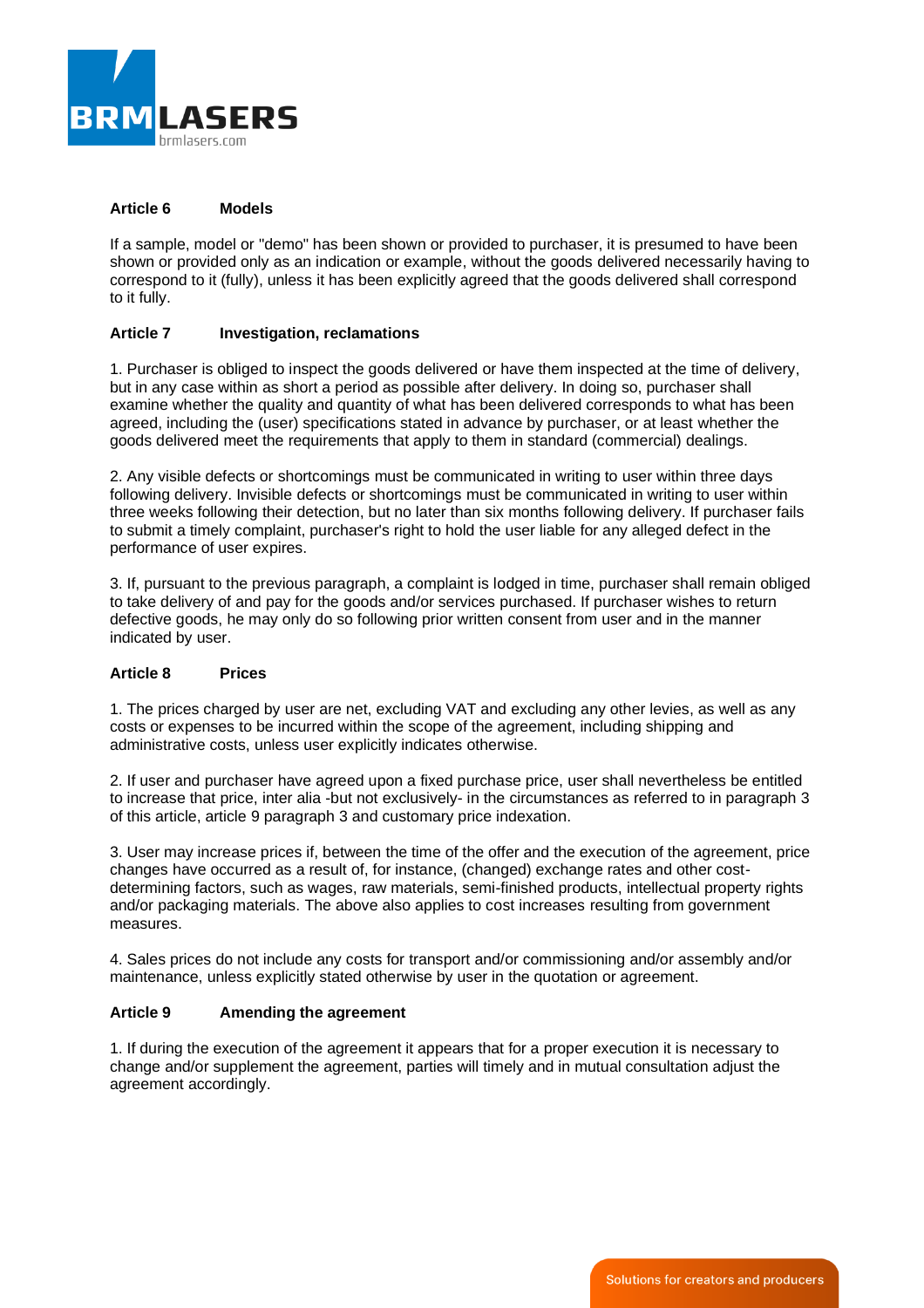### Article 6 Models

If a sample, model or "demo" has been shown or provided to purchaser, it is presumed to have been shown or provided only as an indication or example, without the goods delivered necessarily having to correspond to it (fully), unless it has been explicitly agreed that the goods delivered shall correspond to it fully.

### Article 7 Investigation, reclamations

1. Purchaser is obliged to inspect the goods delivered or have them inspected at the time of delivery, but in any case within as short a period as possible after delivery. In doing so, purchaser shall examine whether the quality and quantity of what has been delivered corresponds to what has been agreed, including the (user) specifications stated in advance by purchaser, or at least whether the goods delivered meet the requirements that apply to them in standard (commercial) dealings.

2. Any visible defects or shortcomings must be communicated in writing to user within three days following delivery. Invisible defects or shortcomings must be communicated in writing to user within three weeks following their detection, but no later than six months following delivery. If purchaser fails to submit a timely complaint, purchaser's right to hold the user liable for any alleged defect in the performance of user expires.

3. If, pursuant to the previous paragraph, a complaint is lodged in time, purchaser shall remain obliged to take delivery of and pay for the goods and/or services purchased. If purchaser wishes to return defective goods, he may only do so following prior written consent from user and in the manner indicated by user.

### Article 8 Prices

1. The prices charged by user are net, excluding VAT and excluding any other levies, as well as any costs or expenses to be incurred within the scope of the agreement, including shipping and administrative costs, unless user explicitly indicates otherwise.

2. If user and purchaser have agreed upon a fixed purchase price, user shall nevertheless be entitled to increase that price, inter alia -but not exclusively- in the circumstances as referred to in paragraph 3 of this article, article 9 paragraph 3 and customary price indexation.

3. User may increase prices if, between the time of the offer and the execution of the agreement, price changes have occurred as a result of, for instance, (changed) exchange rates and other cost-determining factors, such as wages, raw materials, semi-finished products, intellectual property rights and/or packaging materials. The above also applies to cost increases resulting from government measures.

4. Sales prices do not include any costs for transport and/or commissioning and/or assembly and/or maintenance, unless explicitly stated otherwise by user in the quotation or agreement.

### Article 9 Amending the agreement

1. If during the execution of the agreement it appears that for a proper execution it is necessary to change and/or supplement the agreement, parties will timely and in mutual consultation adjust the agreement accordingly.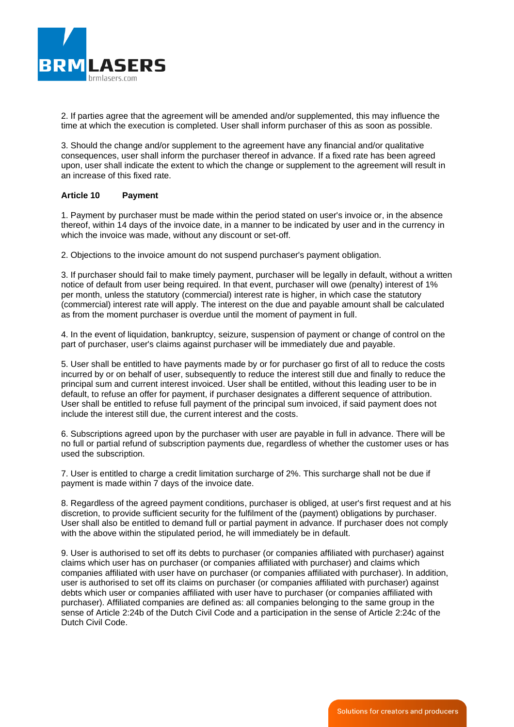2. If parties agree that the agreement will be amended and/or supplemented, this may influence the time at which the execution is completed. User shall inform purchaser of this as soon as possible.

3. Should the change and/or supplement to the agreement have any financial and/or qualitative consequences, user shall inform the purchaser thereof in advance. If a fixed rate has been agreed upon, user shall indicate the extent to which the change or supplement to the agreement will result in an increase of this fixed rate.

### Article 10 Payment

1. Payment by purchaser must be made within the period stated on user's invoice or, in the absence thereof, within 14 days of the invoice date, in a manner to be indicated by user and in the currency in which the invoice was made, without any discount or set-off.

2. Objections to the invoice amount do not suspend purchaser's payment obligation.

3. If purchaser should fail to make timely payment, purchaser will be legally in default, without a written notice of default from user being required. In that event, purchaser will owe (penalty) interest of 1% per month, unless the statutory (commercial) interest rate is higher, in which case the statutory (commercial) interest rate will apply. The interest on the due and payable amount shall be calculated as from the moment purchaser is overdue until the moment of payment in full.

4. In the event of liquidation, bankruptcy, seizure, suspension of payment or change of control on the part of purchaser, user's claims against purchaser will be immediately due and payable.

5. User shall be entitled to have payments made by or for purchaser go first of all to reduce the costs incurred by or on behalf of user, subsequently to reduce the interest still due and finally to reduce the principal sum and current interest invoiced. User shall be entitled, without this leading user to be in default, to refuse an offer for payment, if purchaser designates a different sequence of attribution. User shall be entitled to refuse full payment of the principal sum invoiced, if said payment does not include the interest still due, the current interest and the costs.

6. Subscriptions agreed upon by the purchaser with user are payable in full in advance. There will be no full or partial refund of subscription payments due, regardless of whether the customer uses or has used the subscription.

7. User is entitled to charge a credit limitation surcharge of 2%. This surcharge shall not be due if payment is made within 7 days of the invoice date.

8. Regardless of the agreed payment conditions, purchaser is obliged, at user's first request and at his discretion, to provide sufficient security for the fulfilment of the (payment) obligations by purchaser. User shall also be entitled to demand full or partial payment in advance. If purchaser does not comply with the above within the stipulated period, he will immediately be in default.

9. User is authorised to set off its debts to purchaser (or companies affiliated with purchaser) against claims which user has on purchaser (or companies affiliated with purchaser) and claims which companies affiliated with user have on purchaser (or companies affiliated with purchaser). In addition, user is authorised to set off its claims on purchaser (or companies affiliated with purchaser) against debts which user or companies affiliated with user have to purchaser (or companies affiliated with purchaser). Affiliated companies are defined as: all companies belonging to the same group in the sense of Article 2:24b of the Dutch Civil Code and a participation in the sense of Article 2:24c of the Dutch Civil Code.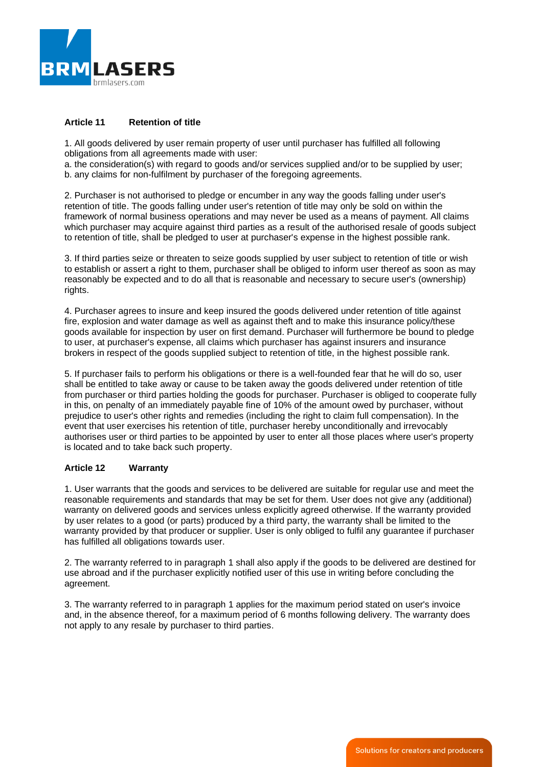## Article 11 Retention of title

1. All goods delivered by user remain property of user until purchaser has fulfilled all following obligations from all agreements made with user:
a. the consideration(s) with regard to goods and/or services supplied and/or to be supplied by user;
b. any claims for non-fulfilment by purchaser of the foregoing agreements.

2. Purchaser is not authorised to pledge or encumber in any way the goods falling under user's retention of title. The goods falling under user's retention of title may only be sold on within the framework of normal business operations and may never be used as a means of payment. All claims which purchaser may acquire against third parties as a result of the authorised resale of goods subject to retention of title, shall be pledged to user at purchaser's expense in the highest possible rank.

3. If third parties seize or threaten to seize goods supplied by user subject to retention of title or wish to establish or assert a right to them, purchaser shall be obliged to inform user thereof as soon as may reasonably be expected and to do all that is reasonable and necessary to secure user's (ownership) rights.

4. Purchaser agrees to insure and keep insured the goods delivered under retention of title against fire, explosion and water damage as well as against theft and to make this insurance policy/these goods available for inspection by user on first demand. Purchaser will furthermore be bound to pledge to user, at purchaser's expense, all claims which purchaser has against insurers and insurance brokers in respect of the goods supplied subject to retention of title, in the highest possible rank.

5. If purchaser fails to perform his obligations or there is a well-founded fear that he will do so, user shall be entitled to take away or cause to be taken away the goods delivered under retention of title from purchaser or third parties holding the goods for purchaser. Purchaser is obliged to cooperate fully in this, on penalty of an immediately payable fine of 10% of the amount owed by purchaser, without prejudice to user's other rights and remedies (including the right to claim full compensation). In the event that user exercises his retention of title, purchaser hereby unconditionally and irrevocably authorises user or third parties to be appointed by user to enter all those places where user's property is located and to take back such property.

## Article 12 Warranty

1. User warrants that the goods and services to be delivered are suitable for regular use and meet the reasonable requirements and standards that may be set for them. User does not give any (additional) warranty on delivered goods and services unless explicitly agreed otherwise. If the warranty provided by user relates to a good (or parts) produced by a third party, the warranty shall be limited to the warranty provided by that producer or supplier. User is only obliged to fulfil any guarantee if purchaser has fulfilled all obligations towards user.

2. The warranty referred to in paragraph 1 shall also apply if the goods to be delivered are destined for use abroad and if the purchaser explicitly notified user of this use in writing before concluding the agreement.

3. The warranty referred to in paragraph 1 applies for the maximum period stated on user's invoice and, in the absence thereof, for a maximum period of 6 months following delivery. The warranty does not apply to any resale by purchaser to third parties.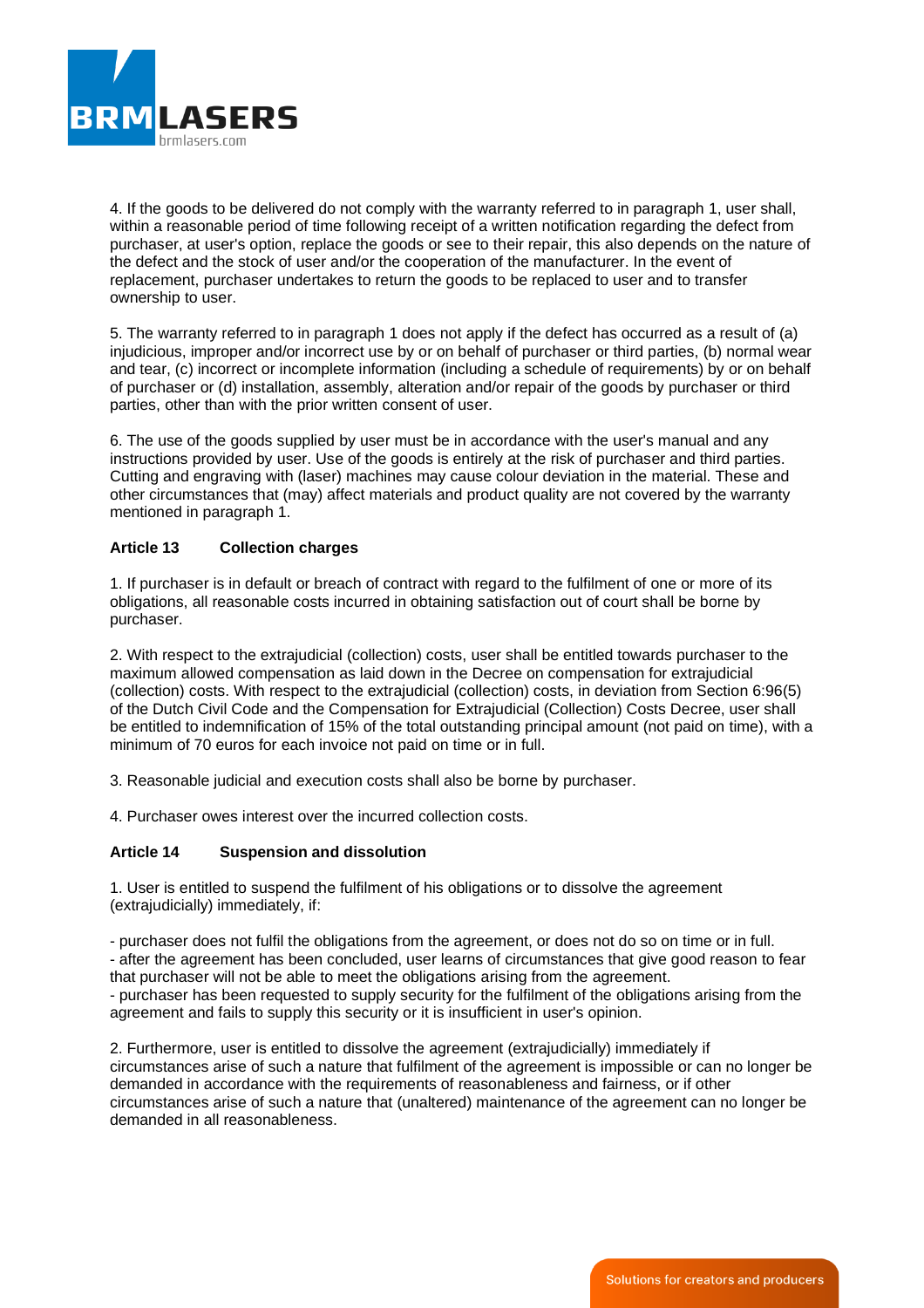4. If the goods to be delivered do not comply with the warranty referred to in paragraph 1, user shall, within a reasonable period of time following receipt of a written notification regarding the defect from purchaser, at user's option, replace the goods or see to their repair, this also depends on the nature of the defect and the stock of user and/or the cooperation of the manufacturer. In the event of replacement, purchaser undertakes to return the goods to be replaced to user and to transfer ownership to user.

5. The warranty referred to in paragraph 1 does not apply if the defect has occurred as a result of (a) injudicious, improper and/or incorrect use by or on behalf of purchaser or third parties, (b) normal wear and tear, (c) incorrect or incomplete information (including a schedule of requirements) by or on behalf of purchaser or (d) installation, assembly, alteration and/or repair of the goods by purchaser or third parties, other than with the prior written consent of user.

6. The use of the goods supplied by user must be in accordance with the user's manual and any instructions provided by user. Use of the goods is entirely at the risk of purchaser and third parties. Cutting and engraving with (laser) machines may cause colour deviation in the material. These and other circumstances that (may) affect materials and product quality are not covered by the warranty mentioned in paragraph 1.

**Article 13 Collection charges**

1. If purchaser is in default or breach of contract with regard to the fulfilment of one or more of its obligations, all reasonable costs incurred in obtaining satisfaction out of court shall be borne by purchaser.

2. With respect to the extrajudicial (collection) costs, user shall be entitled towards purchaser to the maximum allowed compensation as laid down in the Decree on compensation for extrajudicial (collection) costs. With respect to the extrajudicial (collection) costs, in deviation from Section 6:96(5) of the Dutch Civil Code and the Compensation for Extrajudicial (Collection) Costs Decree, user shall be entitled to indemnification of 15% of the total outstanding principal amount (not paid on time), with a minimum of 70 euros for each invoice not paid on time or in full.

3. Reasonable judicial and execution costs shall also be borne by purchaser.

4. Purchaser owes interest over the incurred collection costs.

**Article 14 Suspension and dissolution**

1. User is entitled to suspend the fulfilment of his obligations or to dissolve the agreement (extrajudicially) immediately, if:

- purchaser does not fulfil the obligations from the agreement, or does not do so on time or in full.
- after the agreement has been concluded, user learns of circumstances that give good reason to fear that purchaser will not be able to meet the obligations arising from the agreement.
- purchaser has been requested to supply security for the fulfilment of the obligations arising from the agreement and fails to supply this security or it is insufficient in user's opinion.

2. Furthermore, user is entitled to dissolve the agreement (extrajudicially) immediately if circumstances arise of such a nature that fulfilment of the agreement is impossible or can no longer be demanded in accordance with the requirements of reasonableness and fairness, or if other circumstances arise of such a nature that (unaltered) maintenance of the agreement can no longer be demanded in all reasonableness.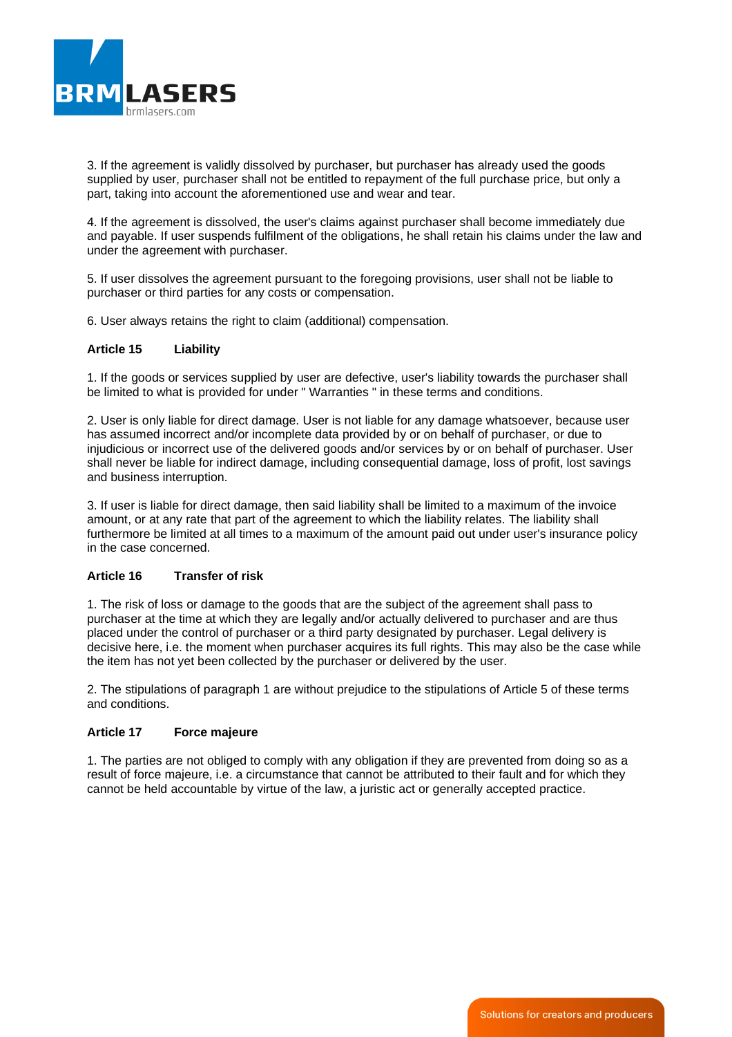3. If the agreement is validly dissolved by purchaser, but purchaser has already used the goods supplied by user, purchaser shall not be entitled to repayment of the full purchase price, but only a part, taking into account the aforementioned use and wear and tear.

4. If the agreement is dissolved, the user's claims against purchaser shall become immediately due and payable. If user suspends fulfilment of the obligations, he shall retain his claims under the law and under the agreement with purchaser.

5. If user dissolves the agreement pursuant to the foregoing provisions, user shall not be liable to purchaser or third parties for any costs or compensation.

6. User always retains the right to claim (additional) compensation.

**Article 15 Liability**

1. If the goods or services supplied by user are defective, user's liability towards the purchaser shall be limited to what is provided for under " Warranties " in these terms and conditions.

2. User is only liable for direct damage. User is not liable for any damage whatsoever, because user has assumed incorrect and/or incomplete data provided by or on behalf of purchaser, or due to injudicious or incorrect use of the delivered goods and/or services by or on behalf of purchaser. User shall never be liable for indirect damage, including consequential damage, loss of profit, lost savings and business interruption.

3. If user is liable for direct damage, then said liability shall be limited to a maximum of the invoice amount, or at any rate that part of the agreement to which the liability relates. The liability shall furthermore be limited at all times to a maximum of the amount paid out under user's insurance policy in the case concerned.

**Article 16 Transfer of risk**

1. The risk of loss or damage to the goods that are the subject of the agreement shall pass to purchaser at the time at which they are legally and/or actually delivered to purchaser and are thus placed under the control of purchaser or a third party designated by purchaser. Legal delivery is decisive here, i.e. the moment when purchaser acquires its full rights. This may also be the case while the item has not yet been collected by the purchaser or delivered by the user.

2. The stipulations of paragraph 1 are without prejudice to the stipulations of Article 5 of these terms and conditions.

**Article 17 Force majeure**

1. The parties are not obliged to comply with any obligation if they are prevented from doing so as a result of force majeure, i.e. a circumstance that cannot be attributed to their fault and for which they cannot be held accountable by virtue of the law, a juristic act or generally accepted practice.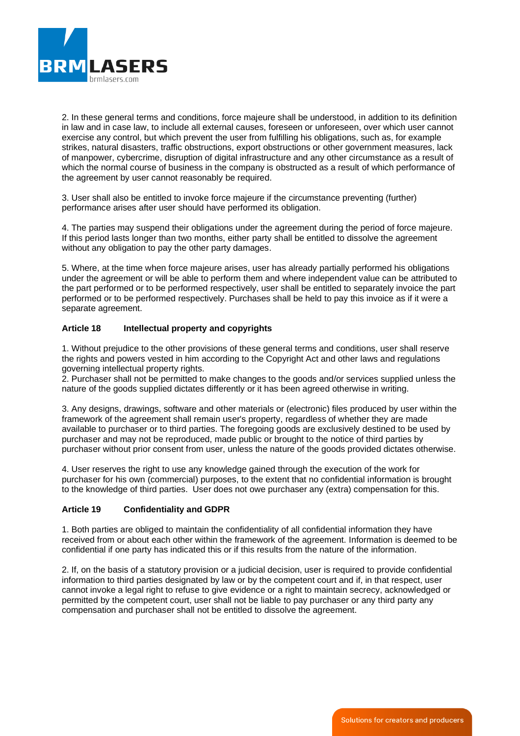2. In these general terms and conditions, force majeure shall be understood, in addition to its definition in law and in case law, to include all external causes, foreseen or unforeseen, over which user cannot exercise any control, but which prevent the user from fulfilling his obligations, such as, for example strikes, natural disasters, traffic obstructions, export obstructions or other government measures, lack of manpower, cybercrime, disruption of digital infrastructure and any other circumstance as a result of which the normal course of business in the company is obstructed as a result of which performance of the agreement by user cannot reasonably be required.

3. User shall also be entitled to invoke force majeure if the circumstance preventing (further) performance arises after user should have performed its obligation.

4. The parties may suspend their obligations under the agreement during the period of force majeure. If this period lasts longer than two months, either party shall be entitled to dissolve the agreement without any obligation to pay the other party damages.

5. Where, at the time when force majeure arises, user has already partially performed his obligations under the agreement or will be able to perform them and where independent value can be attributed to the part performed or to be performed respectively, user shall be entitled to separately invoice the part performed or to be performed respectively. Purchases shall be held to pay this invoice as if it were a separate agreement.

### Article 18 Intellectual property and copyrights

1. Without prejudice to the other provisions of these general terms and conditions, user shall reserve the rights and powers vested in him according to the Copyright Act and other laws and regulations governing intellectual property rights.
2. Purchaser shall not be permitted to make changes to the goods and/or services supplied unless the nature of the goods supplied dictates differently or it has been agreed otherwise in writing.

3. Any designs, drawings, software and other materials or (electronic) files produced by user within the framework of the agreement shall remain user's property, regardless of whether they are made available to purchaser or to third parties. The foregoing goods are exclusively destined to be used by purchaser and may not be reproduced, made public or brought to the notice of third parties by purchaser without prior consent from user, unless the nature of the goods provided dictates otherwise.

4. User reserves the right to use any knowledge gained through the execution of the work for purchaser for his own (commercial) purposes, to the extent that no confidential information is brought to the knowledge of third parties. User does not owe purchaser any (extra) compensation for this.

### Article 19 Confidentiality and GDPR

1. Both parties are obliged to maintain the confidentiality of all confidential information they have received from or about each other within the framework of the agreement. Information is deemed to be confidential if one party has indicated this or if this results from the nature of the information.

2. If, on the basis of a statutory provision or a judicial decision, user is required to provide confidential information to third parties designated by law or by the competent court and if, in that respect, user cannot invoke a legal right to refuse to give evidence or a right to maintain secrecy, acknowledged or permitted by the competent court, user shall not be liable to pay purchaser or any third party any compensation and purchaser shall not be entitled to dissolve the agreement.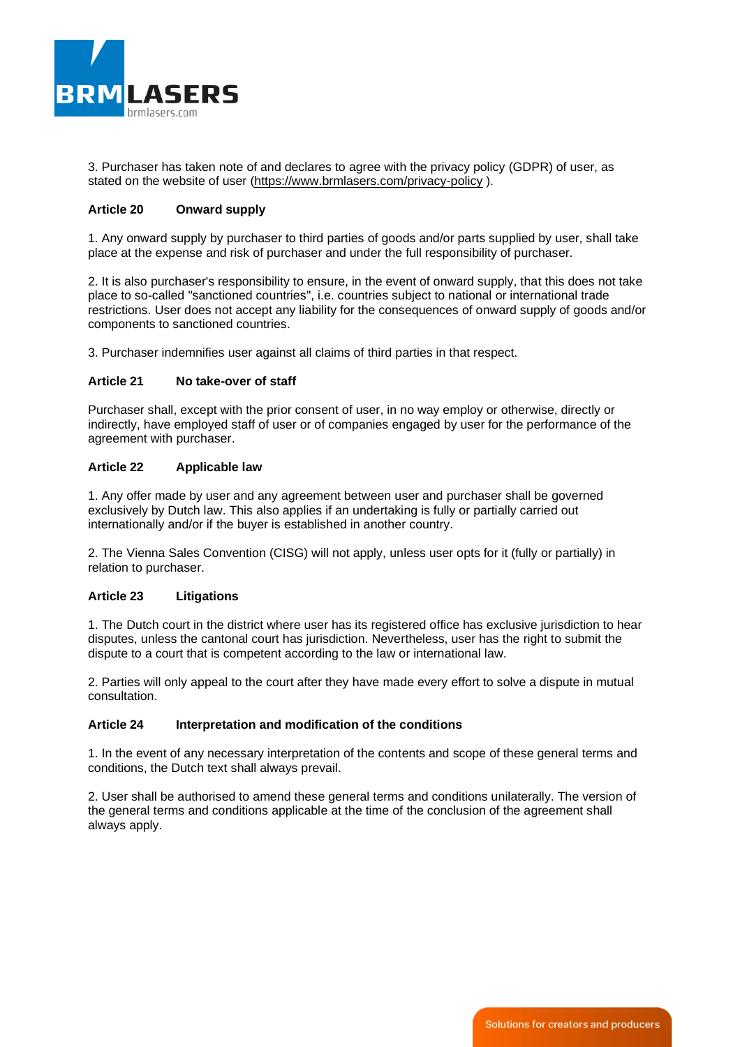3. Purchaser has taken note of and declares to agree with the privacy policy (GDPR) of user, as stated on the website of user (https://www.brmlasers.com/privacy-policy ).

**Article 20 Onward supply**

1. Any onward supply by purchaser to third parties of goods and/or parts supplied by user, shall take place at the expense and risk of purchaser and under the full responsibility of purchaser.

2. It is also purchaser's responsibility to ensure, in the event of onward supply, that this does not take place to so-called "sanctioned countries", i.e. countries subject to national or international trade restrictions. User does not accept any liability for the consequences of onward supply of goods and/or components to sanctioned countries.

3. Purchaser indemnifies user against all claims of third parties in that respect.

**Article 21 No take-over of staff**

Purchaser shall, except with the prior consent of user, in no way employ or otherwise, directly or indirectly, have employed staff of user or of companies engaged by user for the performance of the agreement with purchaser.

**Article 22 Applicable law**

1. Any offer made by user and any agreement between user and purchaser shall be governed exclusively by Dutch law. This also applies if an undertaking is fully or partially carried out internationally and/or if the buyer is established in another country.

2. The Vienna Sales Convention (CISG) will not apply, unless user opts for it (fully or partially) in relation to purchaser.

**Article 23 Litigations**

1. The Dutch court in the district where user has its registered office has exclusive jurisdiction to hear disputes, unless the cantonal court has jurisdiction. Nevertheless, user has the right to submit the dispute to a court that is competent according to the law or international law.

2. Parties will only appeal to the court after they have made every effort to solve a dispute in mutual consultation.

**Article 24 Interpretation and modification of the conditions**

1. In the event of any necessary interpretation of the contents and scope of these general terms and conditions, the Dutch text shall always prevail.

2. User shall be authorised to amend these general terms and conditions unilaterally. The version of the general terms and conditions applicable at the time of the conclusion of the agreement shall always apply.